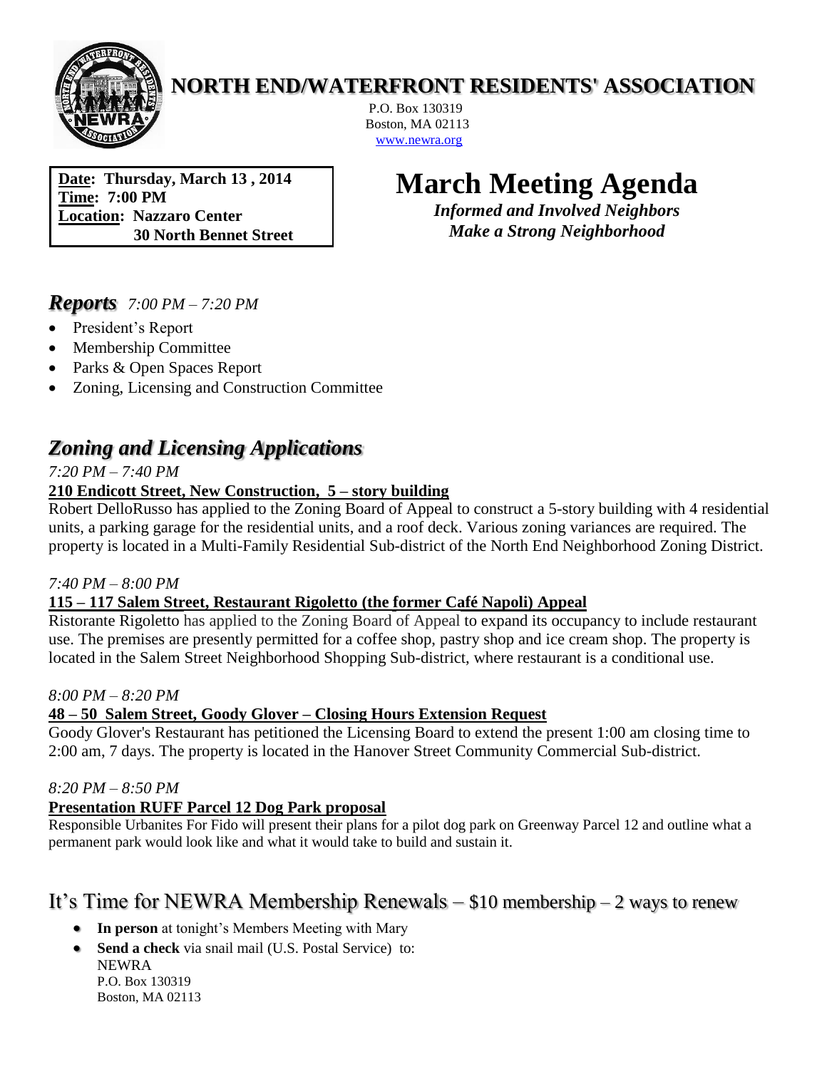# NORTH END/WATERFRONT RESIDENTS' ASSOCIATION

P.O. Box 130319
Boston, MA 02113
www.newra.org

**Date: Thursday, March 13 , 2014**
**Time: 7:00 PM**
**Location: Nazzaro Center**
**30 North Bennet Street**

# March Meeting Agenda

***Informed and Involved Neighbors***
***Make a Strong Neighborhood***

## *Reports* *7:00 PM – 7:20 PM*

- President's Report
- Membership Committee
- Parks & Open Spaces Report
- Zoning, Licensing and Construction Committee

## *Zoning and Licensing Applications*

*7:20 PM – 7:40 PM*

**210 Endicott Street, New Construction, 5 – story building**

Robert DelloRusso has applied to the Zoning Board of Appeal to construct a 5-story building with 4 residential units, a parking garage for the residential units, and a roof deck. Various zoning variances are required. The property is located in a Multi-Family Residential Sub-district of the North End Neighborhood Zoning District.

*7:40 PM – 8:00 PM*

**115 – 117 Salem Street, Restaurant Rigoletto (the former Café Napoli) Appeal**

Ristorante Rigoletto has applied to the Zoning Board of Appeal to expand its occupancy to include restaurant use. The premises are presently permitted for a coffee shop, pastry shop and ice cream shop. The property is located in the Salem Street Neighborhood Shopping Sub-district, where restaurant is a conditional use.

*8:00 PM – 8:20 PM*

**48 – 50 Salem Street, Goody Glover – Closing Hours Extension Request**

Goody Glover's Restaurant has petitioned the Licensing Board to extend the present 1:00 am closing time to 2:00 am, 7 days. The property is located in the Hanover Street Community Commercial Sub-district.

*8:20 PM – 8:50 PM*

**Presentation RUFF Parcel 12 Dog Park proposal**

Responsible Urbanites For Fido will present their plans for a pilot dog park on Greenway Parcel 12 and outline what a permanent park would look like and what it would take to build and sustain it.

## It's Time for NEWRA Membership Renewals – $10 membership – 2 ways to renew

- **In person** at tonight's Members Meeting with Mary
- **Send a check** via snail mail (U.S. Postal Service) to:
  NEWRA
  P.O. Box 130319
  Boston, MA 02113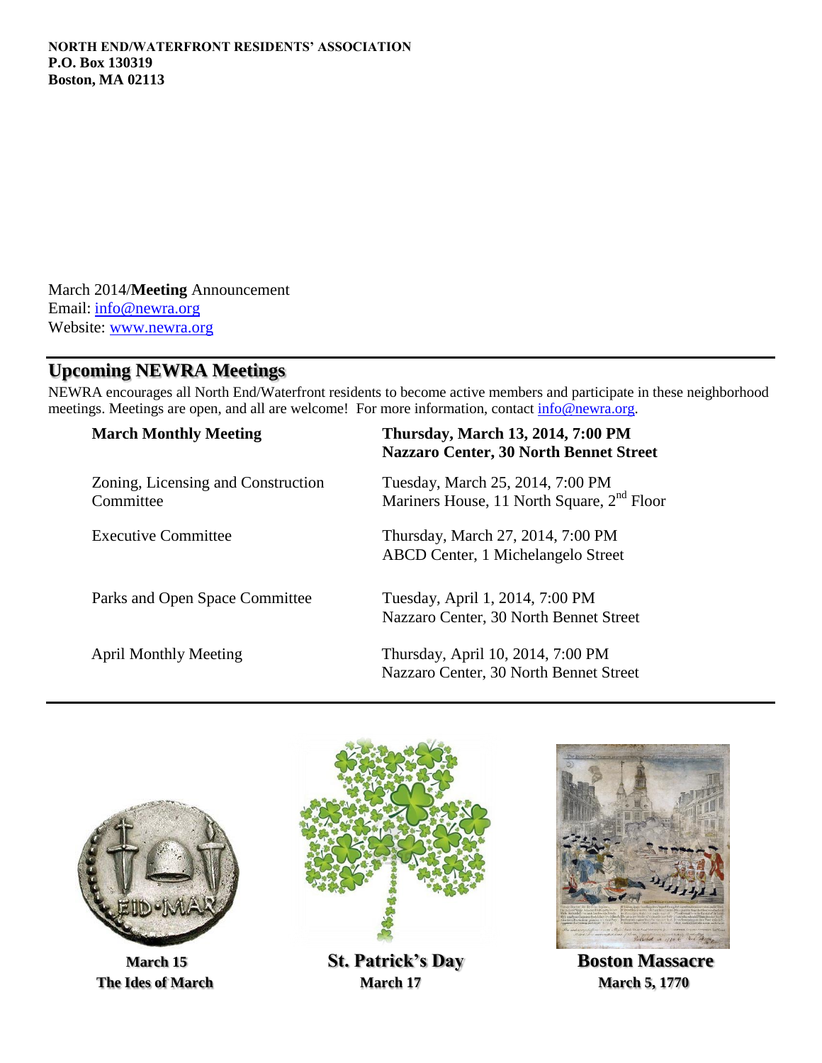**NORTH END/WATERFRONT RESIDENTS' ASSOCIATION**
**P.O. Box 130319**
**Boston, MA 02113**

March 2014/**Meeting** Announcement
Email: info@newra.org
Website: www.newra.org

## Upcoming NEWRA Meetings

NEWRA encourages all North End/Waterfront residents to become active members and participate in these neighborhood meetings. Meetings are open, and all are welcome! For more information, contact info@newra.org.

| | |
|---|---|
| **March Monthly Meeting** | **Thursday, March 13, 2014, 7:00 PM** **Nazzaro Center, 30 North Bennet Street** |
| Zoning, Licensing and Construction Committee | Tuesday, March 25, 2014, 7:00 PM Mariners House, 11 North Square, 2nd Floor |
| Executive Committee | Thursday, March 27, 2014, 7:00 PM ABCD Center, 1 Michelangelo Street |
| Parks and Open Space Committee | Tuesday, April 1, 2014, 7:00 PM Nazzaro Center, 30 North Bennet Street |
| April Monthly Meeting | Thursday, April 10, 2014, 7:00 PM Nazzaro Center, 30 North Bennet Street |

**March 15**
**The Ides of March**

**St. Patrick's Day**
**March 17**

**Boston Massacre**
**March 5, 1770**